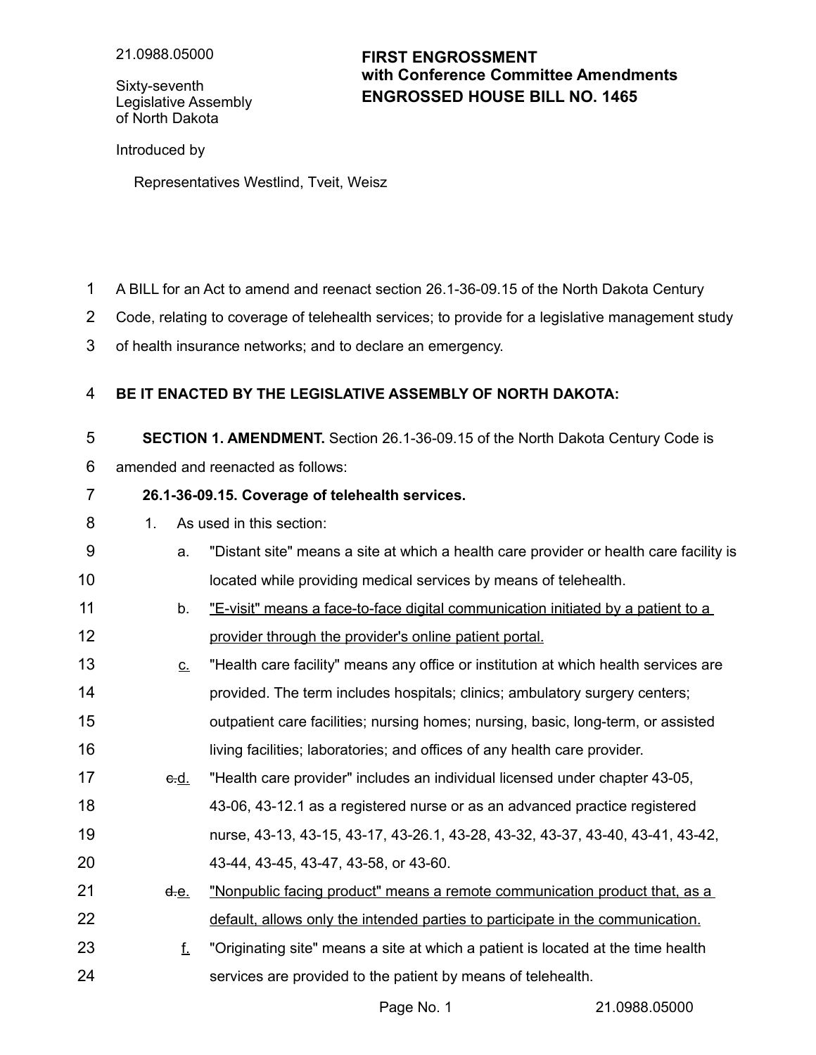21.0988.05000

Sixty-seventh Legislative Assembly of North Dakota

**FIRST ENGROSSMENT with Conference Committee Amendments**
**ENGROSSED HOUSE BILL NO. 1465**

Introduced by

Representatives Westlind, Tveit, Weisz

A BILL for an Act to amend and reenact section 26.1-36-09.15 of the North Dakota Century Code, relating to coverage of telehealth services; to provide for a legislative management study of health insurance networks; and to declare an emergency.

**BE IT ENACTED BY THE LEGISLATIVE ASSEMBLY OF NORTH DAKOTA:**

**SECTION 1. AMENDMENT.** Section 26.1-36-09.15 of the North Dakota Century Code is amended and reenacted as follows:

**26.1-36-09.15. Coverage of telehealth services.**

1. As used in this section:
   - a. "Distant site" means a site at which a health care provider or health care facility is located while providing medical services by means of telehealth.
   - b. <u>"E-visit" means a face-to-face digital communication initiated by a patient to a provider through the provider's online patient portal.</u>
   - <u>c.</u> "Health care facility" means any office or institution at which health services are provided. The term includes hospitals; clinics; ambulatory surgery centers; outpatient care facilities; nursing homes; nursing, basic, long-term, or assisted living facilities; laboratories; and offices of any health care provider.
   - ~~c.~~<u>d.</u> "Health care provider" includes an individual licensed under chapter 43-05, 43-06, 43-12.1 as a registered nurse or as an advanced practice registered nurse, 43-13, 43-15, 43-17, 43-26.1, 43-28, 43-32, 43-37, 43-40, 43-41, 43-42, 43-44, 43-45, 43-47, 43-58, or 43-60.
   - ~~d.~~<u>e.</u> <u>"Nonpublic facing product" means a remote communication product that, as a default, allows only the intended parties to participate in the communication.</u>
   - <u>f.</u> "Originating site" means a site at which a patient is located at the time health services are provided to the patient by means of telehealth.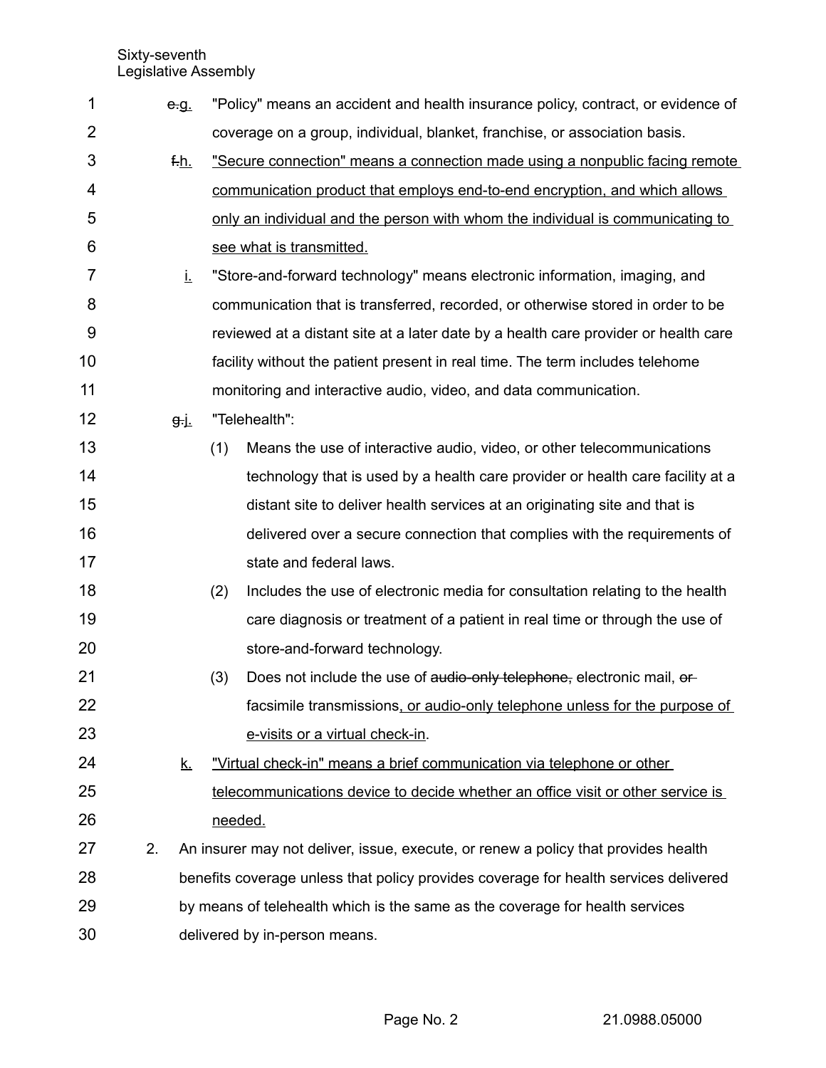~~e.~~g. "Policy" means an accident and health insurance policy, contract, or evidence of coverage on a group, individual, blanket, franchise, or association basis.

~~f.~~h. <u>"Secure connection" means a connection made using a nonpublic facing remote communication product that employs end-to-end encryption, and which allows only an individual and the person with whom the individual is communicating to see what is transmitted.</u>

<u>i.</u> "Store-and-forward technology" means electronic information, imaging, and communication that is transferred, recorded, or otherwise stored in order to be reviewed at a distant site at a later date by a health care provider or health care facility without the patient present in real time. The term includes telehome monitoring and interactive audio, video, and data communication.

~~g.~~j. "Telehealth":

(1) Means the use of interactive audio, video, or other telecommunications technology that is used by a health care provider or health care facility at a distant site to deliver health services at an originating site and that is delivered over a secure connection that complies with the requirements of state and federal laws.

(2) Includes the use of electronic media for consultation relating to the health care diagnosis or treatment of a patient in real time or through the use of store-and-forward technology.

(3) Does not include the use of ~~audio-only telephone,~~ electronic mail, ~~or~~ facsimile transmissions<u>, or audio-only telephone unless for the purpose of e-visits or a virtual check-in</u>.

<u>k.</u> <u>"Virtual check-in" means a brief communication via telephone or other telecommunications device to decide whether an office visit or other service is needed.</u>

2. An insurer may not deliver, issue, execute, or renew a policy that provides health benefits coverage unless that policy provides coverage for health services delivered by means of telehealth which is the same as the coverage for health services delivered by in-person means.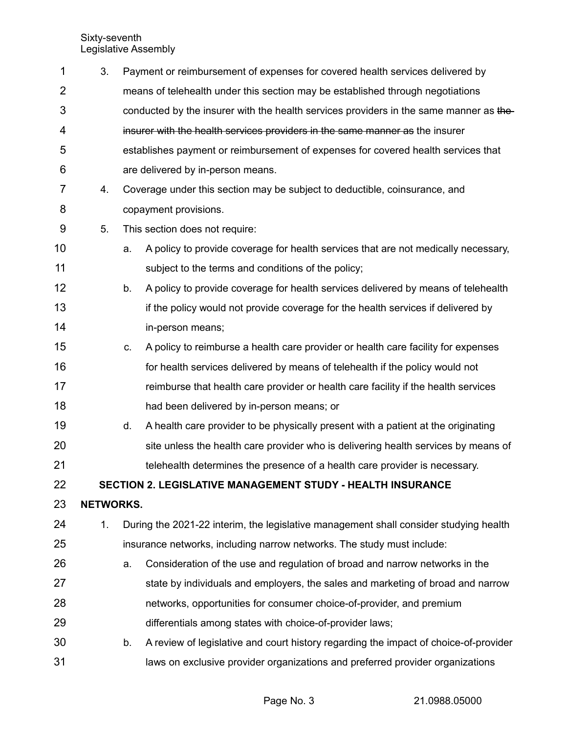3. Payment or reimbursement of expenses for covered health services delivered by means of telehealth under this section may be established through negotiations conducted by the insurer with the health services providers in the same manner as ~~the insurer with the health services providers in the same manner as~~ the insurer establishes payment or reimbursement of expenses for covered health services that are delivered by in-person means.

4. Coverage under this section may be subject to deductible, coinsurance, and copayment provisions.

5. This section does not require:

   a. A policy to provide coverage for health services that are not medically necessary, subject to the terms and conditions of the policy;

   b. A policy to provide coverage for health services delivered by means of telehealth if the policy would not provide coverage for the health services if delivered by in-person means;

   c. A policy to reimburse a health care provider or health care facility for expenses for health services delivered by means of telehealth if the policy would not reimburse that health care provider or health care facility if the health services had been delivered by in-person means; or

   d. A health care provider to be physically present with a patient at the originating site unless the health care provider who is delivering health services by means of telehealth determines the presence of a health care provider is necessary.

**SECTION 2. LEGISLATIVE MANAGEMENT STUDY - HEALTH INSURANCE NETWORKS.**

1. During the 2021-22 interim, the legislative management shall consider studying health insurance networks, including narrow networks. The study must include:

   a. Consideration of the use and regulation of broad and narrow networks in the state by individuals and employers, the sales and marketing of broad and narrow networks, opportunities for consumer choice-of-provider, and premium differentials among states with choice-of-provider laws;

   b. A review of legislative and court history regarding the impact of choice-of-provider laws on exclusive provider organizations and preferred provider organizations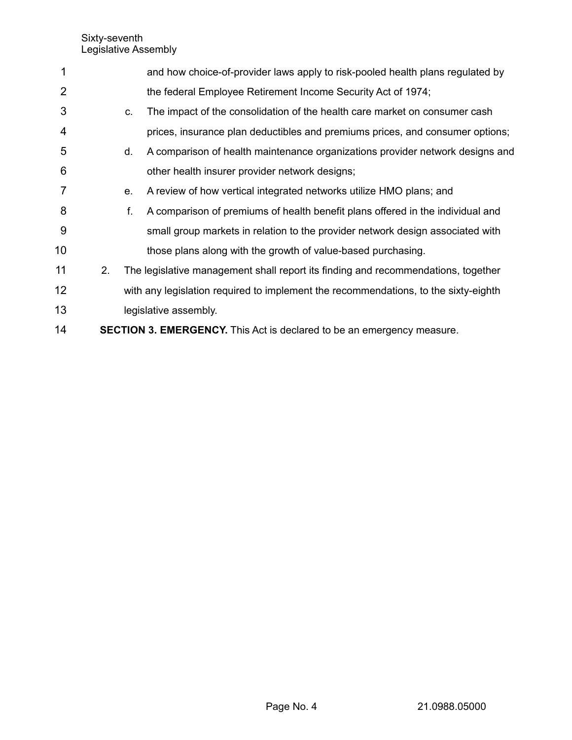and how choice-of-provider laws apply to risk-pooled health plans regulated by the federal Employee Retirement Income Security Act of 1974;

c. The impact of the consolidation of the health care market on consumer cash prices, insurance plan deductibles and premiums prices, and consumer options;

d. A comparison of health maintenance organizations provider network designs and other health insurer provider network designs;

e. A review of how vertical integrated networks utilize HMO plans; and

f. A comparison of premiums of health benefit plans offered in the individual and small group markets in relation to the provider network design associated with those plans along with the growth of value-based purchasing.

2. The legislative management shall report its finding and recommendations, together with any legislation required to implement the recommendations, to the sixty-eighth legislative assembly.

**SECTION 3. EMERGENCY.** This Act is declared to be an emergency measure.